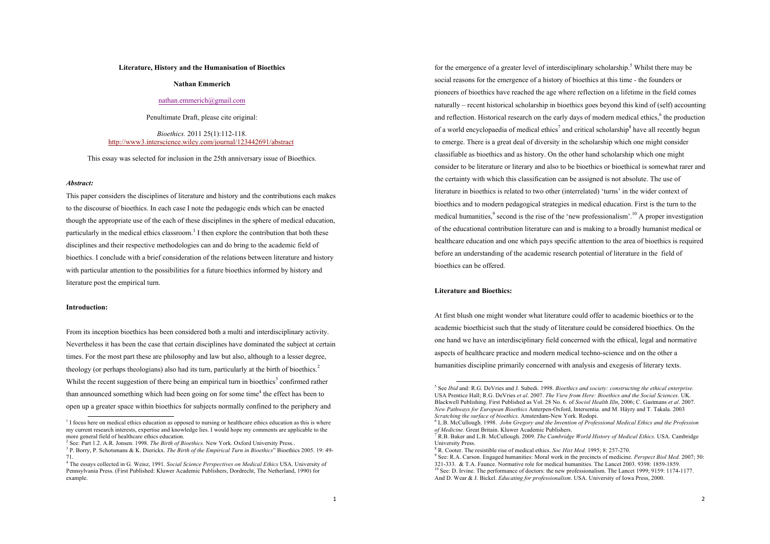**Literature, History and the Humanisation of Bioethics**

**Nathan Emmerich**

nathan.emmerich@gmail.com

Penultimate Draft, please cite original:

*Bioethics.* 2011 25(1):112-118.
http://www3.interscience.wiley.com/journal/123442691/abstract

This essay was selected for inclusion in the 25th anniversary issue of Bioethics.

***Abstract:***

This paper considers the disciplines of literature and history and the contributions each makes to the discourse of bioethics. In each case I note the pedagogic ends which can be enacted though the appropriate use of the each of these disciplines in the sphere of medical education, particularly in the medical ethics classroom.[1] I then explore the contribution that both these disciplines and their respective methodologies can and do bring to the academic field of bioethics. I conclude with a brief consideration of the relations between literature and history with particular attention to the possibilities for a future bioethics informed by history and literature post the empirical turn.

**Introduction:**

From its inception bioethics has been considered both a multi and interdisciplinary activity. Nevertheless it has been the case that certain disciplines have dominated the subject at certain times. For the most part these are philosophy and law but also, although to a lesser degree, theology (or perhaps theologians) also had its turn, particularly at the birth of bioethics.[2] Whilst the recent suggestion of there being an empirical turn in bioethics[3] confirmed rather than announced something which had been going on for some time[4] the effect has been to open up a greater space within bioethics for subjects normally confined to the periphery and for the emergence of a greater level of interdisciplinary scholarship.[5] Whilst there may be social reasons for the emergence of a history of bioethics at this time - the founders or pioneers of bioethics have reached the age where reflection on a lifetime in the field comes naturally – recent historical scholarship in bioethics goes beyond this kind of (self) accounting and reflection. Historical research on the early days of modern medical ethics,[6] the production of a world encyclopaedia of medical ethics[7] and critical scholarship[8] have all recently begun to emerge. There is a great deal of diversity in the scholarship which one might consider classifiable as bioethics and as history. On the other hand scholarship which one might consider to be literature or literary and also to be bioethics or bioethical is somewhat rarer and the certainty with which this classification can be assigned is not absolute. The use of literature in bioethics is related to two other (interrelated) 'turns' in the wider context of bioethics and to modern pedagogical strategies in medical education. First is the turn to the medical humanities,[9] second is the rise of the 'new professionalism'.[10] A proper investigation of the educational contribution literature can and is making to a broadly humanist medical or healthcare education and one which pays specific attention to the area of bioethics is required before an understanding of the academic research potential of literature in the field of bioethics can be offered.

**Literature and Bioethics:**

At first blush one might wonder what literature could offer to academic bioethics or to the academic bioethicist such that the study of literature could be considered bioethics. On the one hand we have an interdisciplinary field concerned with the ethical, legal and normative aspects of healthcare practice and modern medical techno-science and on the other a humanities discipline primarily concerned with analysis and exegesis of literary texts.

---

[1] I focus here on medical ethics education as opposed to nursing or healthcare ethics education as this is where my current research interests, expertise and knowledge lies. I would hope my comments are applicable to the more general field of healthcare ethics education.

[2] See: Part 1.2. A.R. Jonsen. 1998. *The Birth of Bioethics.* New York. Oxford University Press..

[3] P. Borry, P. Schotsmans & K. Dierickx. *The Birth of the Empirical Turn in Bioethics*" Bioethics 2005. 19: 49-71.

[4] The essays collected in G. Weisz, 1991. *Social Science Perspectives on Medical Ethics* USA. University of Pennsylvania Press. (First Published: Kluwer Academic Publishers, Dordrecht, The Netherland, 1990) for example.

[5] See *Ibid* and: R.G. DeVries and J. Subedi. 1998. *Bioethics and society: constructing the ethical enterprise.* USA Prentice Hall; R.G. DeVries *et al*. 2007. *The View from Here: Bioethics and the Social Sciences.* UK. Blackwell Publishing. First Published as Vol. 28 No. 6. of *Sociol Health Illn*, 2006; C. Gastmans *et al*. 2007. *New Pathways for European Bioethics* Anterpen-Oxford, Intersentia. and M. Häyry and T. Takala. 2003 *Scratching the surface of bioethics*. Amsterdam-New York. Rodopi.

[6] L.B. McCullough. 1998. *John Gregory and the Invention of Professional Medical Ethics and the Profession of Medicine.* Great Britain. Kluwer Academic Publishers.

[7] R.B. Baker and L.B. McCullough. 2009. *The Cambridge World History of Medical Ethics.* USA. Cambridge University Press.

[8] R. Cooter. The resistible rise of medical ethics. *Soc Hist Med.* 1995; 8: 257-270.

[9] See: R.A. Carson. Engaged humanities: Moral work in the precincts of medicine. *Perspect Biol Med.* 2007; 50: 321-333. & T.A. Faunce. Normative role for medical humanities. The Lancet 2003. 9398: 1859-1859.

[10] See: D. Irvine. The performance of doctors: the new professionalism. The Lancet 1999; 9159: 1174-1177. And D. Wear & J. Bickel. *Educating for professionalism*. USA. University of Iowa Press, 2000.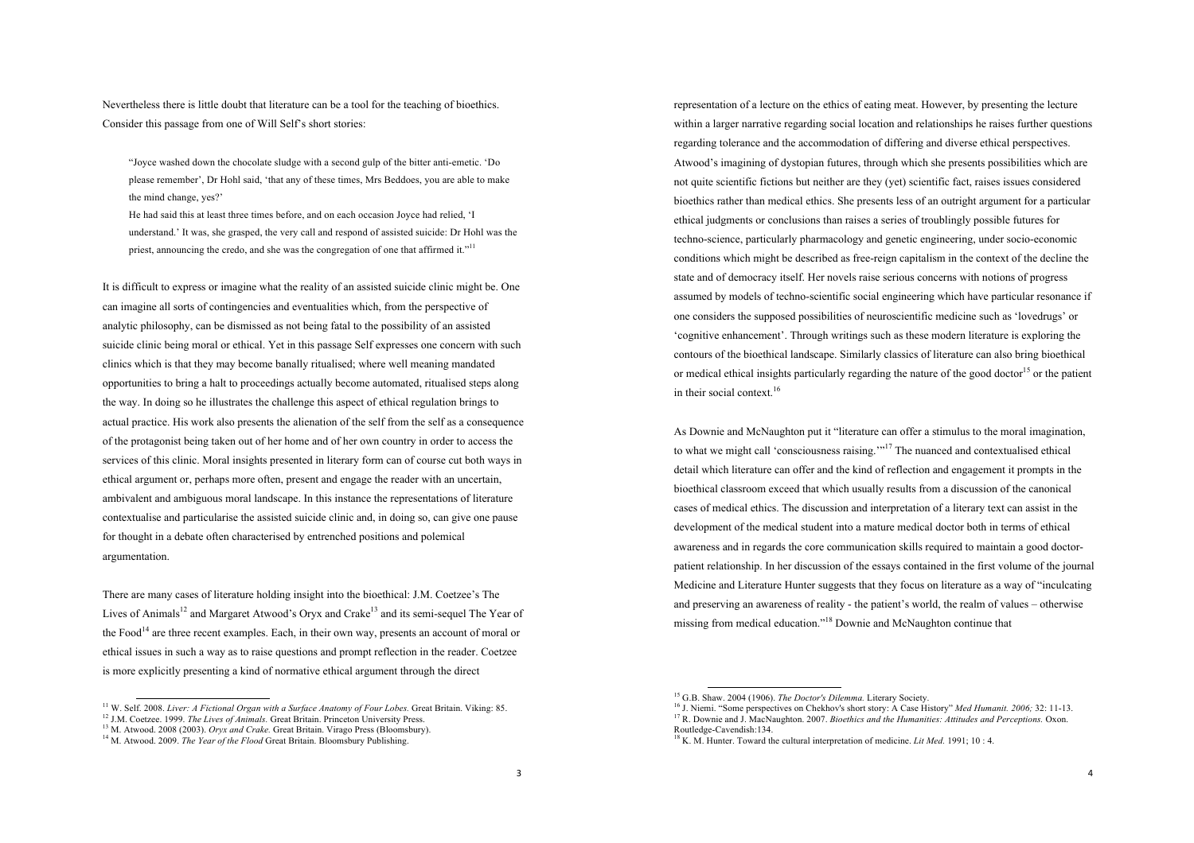Nevertheless there is little doubt that literature can be a tool for the teaching of bioethics. Consider this passage from one of Will Self's short stories:

> "Joyce washed down the chocolate sludge with a second gulp of the bitter anti-emetic. 'Do please remember', Dr Hohl said, 'that any of these times, Mrs Beddoes, you are able to make the mind change, yes?'
>
> He had said this at least three times before, and on each occasion Joyce had relied, 'I understand.' It was, she grasped, the very call and respond of assisted suicide: Dr Hohl was the priest, announcing the credo, and she was the congregation of one that affirmed it."[11]

It is difficult to express or imagine what the reality of an assisted suicide clinic might be. One can imagine all sorts of contingencies and eventualities which, from the perspective of analytic philosophy, can be dismissed as not being fatal to the possibility of an assisted suicide clinic being moral or ethical. Yet in this passage Self expresses one concern with such clinics which is that they may become banally ritualised; where well meaning mandated opportunities to bring a halt to proceedings actually become automated, ritualised steps along the way. In doing so he illustrates the challenge this aspect of ethical regulation brings to actual practice. His work also presents the alienation of the self from the self as a consequence of the protagonist being taken out of her home and of her own country in order to access the services of this clinic. Moral insights presented in literary form can of course cut both ways in ethical argument or, perhaps more often, present and engage the reader with an uncertain, ambivalent and ambiguous moral landscape. In this instance the representations of literature contextualise and particularise the assisted suicide clinic and, in doing so, can give one pause for thought in a debate often characterised by entrenched positions and polemical argumentation.

There are many cases of literature holding insight into the bioethical: J.M. Coetzee's The Lives of Animals[12] and Margaret Atwood's Oryx and Crake[13] and its semi-sequel The Year of the Food[14] are three recent examples. Each, in their own way, presents an account of moral or ethical issues in such a way as to raise questions and prompt reflection in the reader. Coetzee is more explicitly presenting a kind of normative ethical argument through the direct representation of a lecture on the ethics of eating meat. However, by presenting the lecture within a larger narrative regarding social location and relationships he raises further questions regarding tolerance and the accommodation of differing and diverse ethical perspectives. Atwood's imagining of dystopian futures, through which she presents possibilities which are not quite scientific fictions but neither are they (yet) scientific fact, raises issues considered bioethics rather than medical ethics. She presents less of an outright argument for a particular ethical judgments or conclusions than raises a series of troublingly possible futures for techno-science, particularly pharmacology and genetic engineering, under socio-economic conditions which might be described as free-reign capitalism in the context of the decline the state and of democracy itself. Her novels raise serious concerns with notions of progress assumed by models of techno-scientific social engineering which have particular resonance if one considers the supposed possibilities of neuroscientific medicine such as 'lovedrugs' or 'cognitive enhancement'. Through writings such as these modern literature is exploring the contours of the bioethical landscape. Similarly classics of literature can also bring bioethical or medical ethical insights particularly regarding the nature of the good doctor[15] or the patient in their social context.[16]

As Downie and McNaughton put it "literature can offer a stimulus to the moral imagination, to what we might call 'consciousness raising.'"[17] The nuanced and contextualised ethical detail which literature can offer and the kind of reflection and engagement it prompts in the bioethical classroom exceed that which usually results from a discussion of the canonical cases of medical ethics. The discussion and interpretation of a literary text can assist in the development of the medical student into a mature medical doctor both in terms of ethical awareness and in regards the core communication skills required to maintain a good doctor-patient relationship. In her discussion of the essays contained in the first volume of the journal Medicine and Literature Hunter suggests that they focus on literature as a way of "inculcating and preserving an awareness of reality - the patient's world, the realm of values – otherwise missing from medical education."[18] Downie and McNaughton continue that

---

[11] W. Self. 2008. *Liver: A Fictional Organ with a Surface Anatomy of Four Lobes.* Great Britain. Viking: 85.

[12] J.M. Coetzee. 1999. *The Lives of Animals.* Great Britain. Princeton University Press.

[13] M. Atwood. 2008 (2003). *Oryx and Crake.* Great Britain. Virago Press (Bloomsbury).

[14] M. Atwood. 2009. *The Year of the Flood* Great Britain. Bloomsbury Publishing.

[15] G.B. Shaw. 2004 (1906). *The Doctor's Dilemma.* Literary Society.

[16] J. Niemi. "Some perspectives on Chekhov's short story: A Case History" *Med Humanit. 2006;* 32: 11-13.

[17] R. Downie and J. MacNaughton. 2007. *Bioethics and the Humanities: Attitudes and Perceptions.* Oxon. Routledge-Cavendish:134.

[18] K. M. Hunter. Toward the cultural interpretation of medicine. *Lit Med.* 1991; 10 : 4.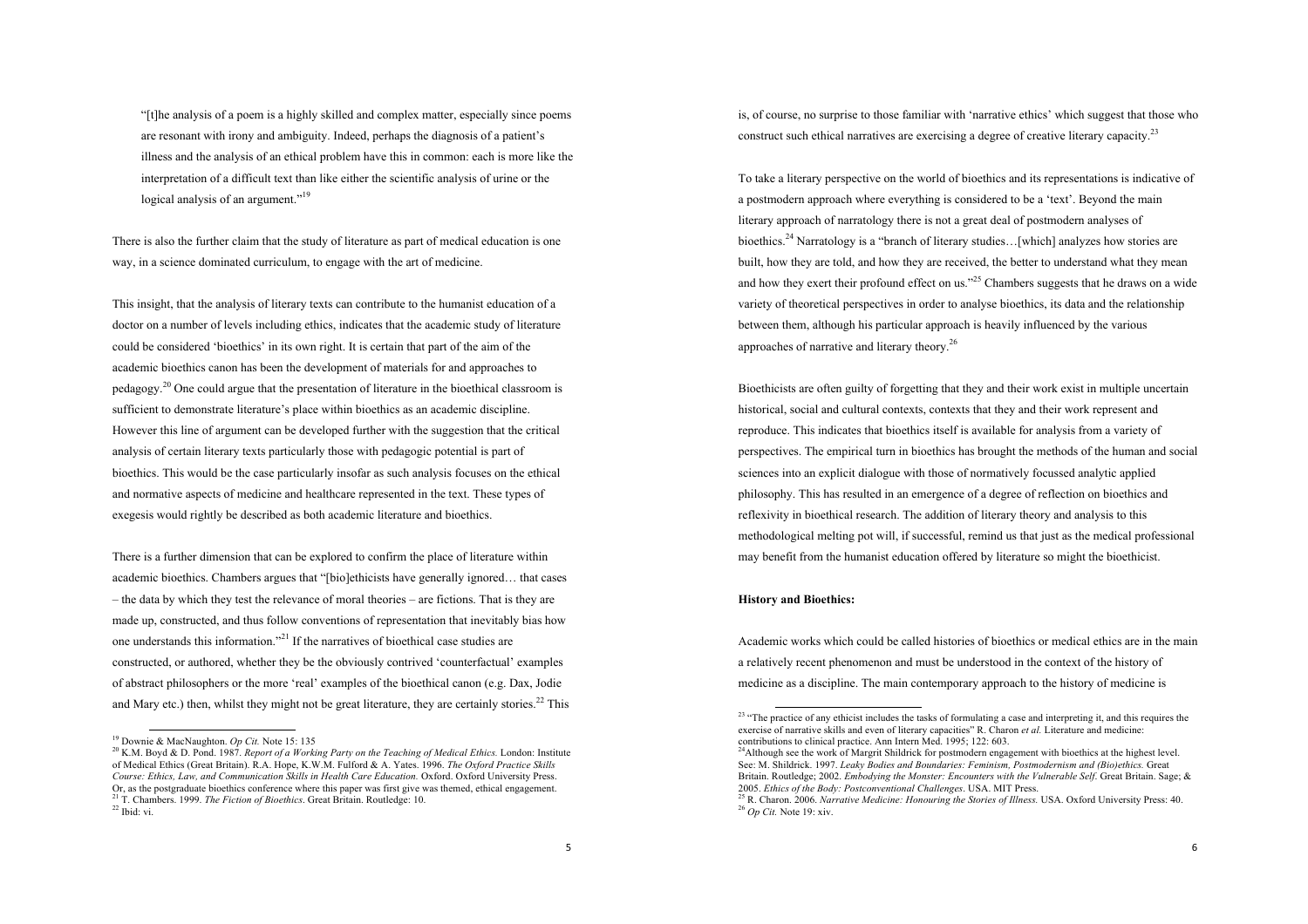"[t]he analysis of a poem is a highly skilled and complex matter, especially since poems are resonant with irony and ambiguity. Indeed, perhaps the diagnosis of a patient's illness and the analysis of an ethical problem have this in common: each is more like the interpretation of a difficult text than like either the scientific analysis of urine or the logical analysis of an argument."[19]

There is also the further claim that the study of literature as part of medical education is one way, in a science dominated curriculum, to engage with the art of medicine.

This insight, that the analysis of literary texts can contribute to the humanist education of a doctor on a number of levels including ethics, indicates that the academic study of literature could be considered 'bioethics' in its own right. It is certain that part of the aim of the academic bioethics canon has been the development of materials for and approaches to pedagogy.[20] One could argue that the presentation of literature in the bioethical classroom is sufficient to demonstrate literature's place within bioethics as an academic discipline. However this line of argument can be developed further with the suggestion that the critical analysis of certain literary texts particularly those with pedagogic potential is part of bioethics. This would be the case particularly insofar as such analysis focuses on the ethical and normative aspects of medicine and healthcare represented in the text. These types of exegesis would rightly be described as both academic literature and bioethics.

There is a further dimension that can be explored to confirm the place of literature within academic bioethics. Chambers argues that "[bio]ethicists have generally ignored… that cases – the data by which they test the relevance of moral theories – are fictions. That is they are made up, constructed, and thus follow conventions of representation that inevitably bias how one understands this information."[21] If the narratives of bioethical case studies are constructed, or authored, whether they be the obviously contrived 'counterfactual' examples of abstract philosophers or the more 'real' examples of the bioethical canon (e.g. Dax, Jodie and Mary etc.) then, whilst they might not be great literature, they are certainly stories.[22] This is, of course, no surprise to those familiar with 'narrative ethics' which suggest that those who construct such ethical narratives are exercising a degree of creative literary capacity.[23]

To take a literary perspective on the world of bioethics and its representations is indicative of a postmodern approach where everything is considered to be a 'text'. Beyond the main literary approach of narratology there is not a great deal of postmodern analyses of bioethics.[24] Narratology is a "branch of literary studies…[which] analyzes how stories are built, how they are told, and how they are received, the better to understand what they mean and how they exert their profound effect on us."[25] Chambers suggests that he draws on a wide variety of theoretical perspectives in order to analyse bioethics, its data and the relationship between them, although his particular approach is heavily influenced by the various approaches of narrative and literary theory.[26]

Bioethicists are often guilty of forgetting that they and their work exist in multiple uncertain historical, social and cultural contexts, contexts that they and their work represent and reproduce. This indicates that bioethics itself is available for analysis from a variety of perspectives. The empirical turn in bioethics has brought the methods of the human and social sciences into an explicit dialogue with those of normatively focussed analytic applied philosophy. This has resulted in an emergence of a degree of reflection on bioethics and reflexivity in bioethical research. The addition of literary theory and analysis to this methodological melting pot will, if successful, remind us that just as the medical professional may benefit from the humanist education offered by literature so might the bioethicist.

**History and Bioethics:**

Academic works which could be called histories of bioethics or medical ethics are in the main a relatively recent phenomenon and must be understood in the context of the history of medicine as a discipline. The main contemporary approach to the history of medicine is

---

[19] Downie & MacNaughton. *Op Cit.* Note 15: 135

[20] K.M. Boyd & D. Pond. 1987. *Report of a Working Party on the Teaching of Medical Ethics.* London: Institute of Medical Ethics (Great Britain). R.A. Hope, K.W.M. Fulford & A. Yates. 1996. *The Oxford Practice Skills Course: Ethics, Law, and Communication Skills in Health Care Education.* Oxford. Oxford University Press. Or, as the postgraduate bioethics conference where this paper was first give was themed, ethical engagement.

[21] T. Chambers. 1999. *The Fiction of Bioethics*. Great Britain. Routledge: 10.

[22] Ibid: vi.

[23] "The practice of any ethicist includes the tasks of formulating a case and interpreting it, and this requires the exercise of narrative skills and even of literary capacities" R. Charon *et al.* Literature and medicine: contributions to clinical practice. Ann Intern Med. 1995; 122: 603.

[24] Although see the work of Margrit Shildrick for postmodern engagement with bioethics at the highest level. See: M. Shildrick. 1997. *Leaky Bodies and Boundaries: Feminism, Postmodernism and (Bio)ethics.* Great Britain. Routledge; 2002. *Embodying the Monster: Encounters with the Vulnerable Self*. Great Britain. Sage; & 2005. *Ethics of the Body: Postconventional Challenges*. USA. MIT Press.

[25] R. Charon. 2006. *Narrative Medicine: Honouring the Stories of Illness.* USA. Oxford University Press: 40.

[26] *Op Cit.* Note 19: xiv.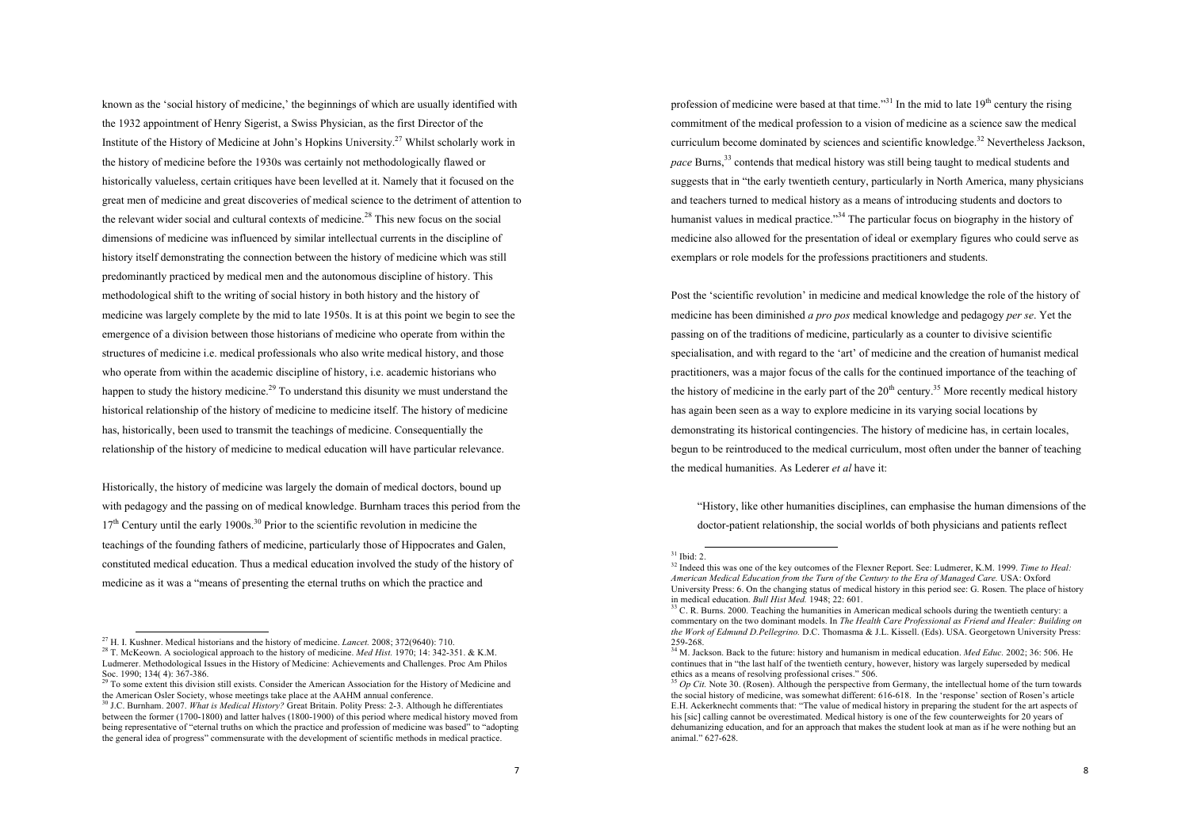known as the 'social history of medicine,' the beginnings of which are usually identified with the 1932 appointment of Henry Sigerist, a Swiss Physician, as the first Director of the Institute of the History of Medicine at John's Hopkins University.[27] Whilst scholarly work in the history of medicine before the 1930s was certainly not methodologically flawed or historically valueless, certain critiques have been levelled at it. Namely that it focused on the great men of medicine and great discoveries of medical science to the detriment of attention to the relevant wider social and cultural contexts of medicine.[28] This new focus on the social dimensions of medicine was influenced by similar intellectual currents in the discipline of history itself demonstrating the connection between the history of medicine which was still predominantly practiced by medical men and the autonomous discipline of history. This methodological shift to the writing of social history in both history and the history of medicine was largely complete by the mid to late 1950s. It is at this point we begin to see the emergence of a division between those historians of medicine who operate from within the structures of medicine i.e. medical professionals who also write medical history, and those who operate from within the academic discipline of history, i.e. academic historians who happen to study the history medicine.[29] To understand this disunity we must understand the historical relationship of the history of medicine to medicine itself. The history of medicine has, historically, been used to transmit the teachings of medicine. Consequentially the relationship of the history of medicine to medical education will have particular relevance.

Historically, the history of medicine was largely the domain of medical doctors, bound up with pedagogy and the passing on of medical knowledge. Burnham traces this period from the 17th Century until the early 1900s.[30] Prior to the scientific revolution in medicine the teachings of the founding fathers of medicine, particularly those of Hippocrates and Galen, constituted medical education. Thus a medical education involved the study of the history of medicine as it was a "means of presenting the eternal truths on which the practice and profession of medicine were based at that time."[31] In the mid to late 19th century the rising commitment of the medical profession to a vision of medicine as a science saw the medical curriculum become dominated by sciences and scientific knowledge.[32] Nevertheless Jackson, *pace* Burns,[33] contends that medical history was still being taught to medical students and suggests that in "the early twentieth century, particularly in North America, many physicians and teachers turned to medical history as a means of introducing students and doctors to humanist values in medical practice."[34] The particular focus on biography in the history of medicine also allowed for the presentation of ideal or exemplary figures who could serve as exemplars or role models for the professions practitioners and students.

Post the 'scientific revolution' in medicine and medical knowledge the role of the history of medicine has been diminished *a pro pos* medical knowledge and pedagogy *per se*. Yet the passing on of the traditions of medicine, particularly as a counter to divisive scientific specialisation, and with regard to the 'art' of medicine and the creation of humanist medical practitioners, was a major focus of the calls for the continued importance of the teaching of the history of medicine in the early part of the 20th century.[35] More recently medical history has again been seen as a way to explore medicine in its varying social locations by demonstrating its historical contingencies. The history of medicine has, in certain locales, begun to be reintroduced to the medical curriculum, most often under the banner of teaching the medical humanities. As Lederer *et al* have it:

> "History, like other humanities disciplines, can emphasise the human dimensions of the doctor-patient relationship, the social worlds of both physicians and patients reflect

---

[27] H. I. Kushner. Medical historians and the history of medicine. *Lancet.* 2008; 372(9640): 710.

[28] T. McKeown. A sociological approach to the history of medicine. *Med Hist.* 1970; 14: 342-351. & K.M. Ludmerer. Methodological Issues in the History of Medicine: Achievements and Challenges. Proc Am Philos Soc. 1990; 134( 4): 367-386.

[29] To some extent this division still exists. Consider the American Association for the History of Medicine and the American Osler Society, whose meetings take place at the AAHM annual conference.

[30] J.C. Burnham. 2007. *What is Medical History?* Great Britain. Polity Press: 2-3. Although he differentiates between the former (1700-1800) and latter halves (1800-1900) of this period where medical history moved from being representative of "eternal truths on which the practice and profession of medicine was based" to "adopting the general idea of progress" commensurate with the development of scientific methods in medical practice.

[31] Ibid: 2.

[32] Indeed this was one of the key outcomes of the Flexner Report. See: Ludmerer, K.M. 1999. *Time to Heal: American Medical Education from the Turn of the Century to the Era of Managed Care.* USA: Oxford University Press: 6. On the changing status of medical history in this period see: G. Rosen. The place of history in medical education. *Bull Hist Med.* 1948; 22: 601.

[33] C. R. Burns. 2000. Teaching the humanities in American medical schools during the twentieth century: a commentary on the two dominant models. In *The Health Care Professional as Friend and Healer: Building on the Work of Edmund D.Pellegrino.* D.C. Thomasma & J.L. Kissell. (Eds). USA. Georgetown University Press: 259-268.

[34] M. Jackson. Back to the future: history and humanism in medical education. *Med Educ.* 2002; 36: 506. He continues that in "the last half of the twentieth century, however, history was largely superseded by medical ethics as a means of resolving professional crises." 506.

[35] *Op Cit.* Note 30. (Rosen). Although the perspective from Germany, the intellectual home of the turn towards the social history of medicine, was somewhat different: 616-618. In the 'response' section of Rosen's article E.H. Ackerknecht comments that: "The value of medical history in preparing the student for the art aspects of his [sic] calling cannot be overestimated. Medical history is one of the few counterweights for 20 years of dehumanizing education, and for an approach that makes the student look at man as if he were nothing but an animal." 627-628.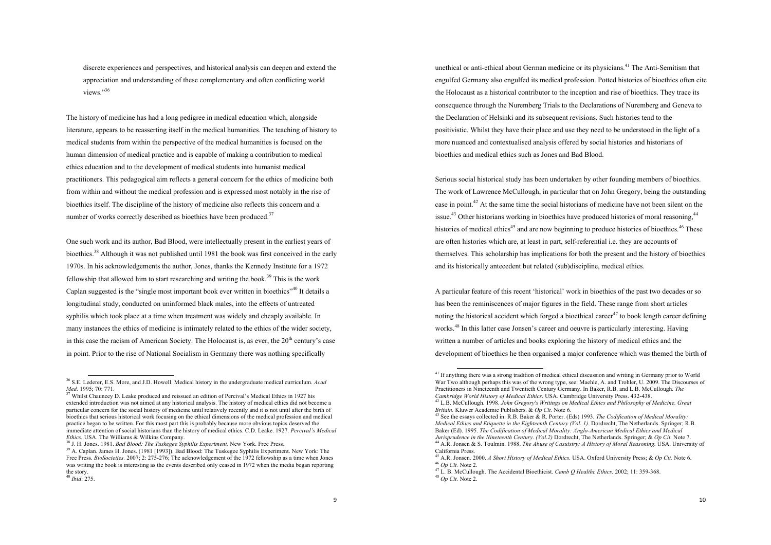discrete experiences and perspectives, and historical analysis can deepen and extend the appreciation and understanding of these complementary and often conflicting world views."[36]

The history of medicine has had a long pedigree in medical education which, alongside literature, appears to be reasserting itself in the medical humanities. The teaching of history to medical students from within the perspective of the medical humanities is focused on the human dimension of medical practice and is capable of making a contribution to medical ethics education and to the development of medical students into humanist medical practitioners. This pedagogical aim reflects a general concern for the ethics of medicine both from within and without the medical profession and is expressed most notably in the rise of bioethics itself. The discipline of the history of medicine also reflects this concern and a number of works correctly described as bioethics have been produced.[37]

One such work and its author, Bad Blood, were intellectually present in the earliest years of bioethics.[38] Although it was not published until 1981 the book was first conceived in the early 1970s. In his acknowledgements the author, Jones, thanks the Kennedy Institute for a 1972 fellowship that allowed him to start researching and writing the book.[39] This is the work Caplan suggested is the "single most important book ever written in bioethics"[40] It details a longitudinal study, conducted on uninformed black males, into the effects of untreated syphilis which took place at a time when treatment was widely and cheaply available. In many instances the ethics of medicine is intimately related to the ethics of the wider society, in this case the racism of American Society. The Holocaust is, as ever, the 20th century's case in point. Prior to the rise of National Socialism in Germany there was nothing specifically unethical or anti-ethical about German medicine or its physicians.[41] The Anti-Semitism that engulfed Germany also engulfed its medical profession. Potted histories of bioethics often cite the Holocaust as a historical contributor to the inception and rise of bioethics. They trace its consequence through the Nuremberg Trials to the Declarations of Nuremberg and Geneva to the Declaration of Helsinki and its subsequent revisions. Such histories tend to the positivistic. Whilst they have their place and use they need to be understood in the light of a more nuanced and contextualised analysis offered by social histories and historians of bioethics and medical ethics such as Jones and Bad Blood.

Serious social historical study has been undertaken by other founding members of bioethics. The work of Lawrence McCullough, in particular that on John Gregory, being the outstanding case in point.[42] At the same time the social historians of medicine have not been silent on the issue.[43] Other historians working in bioethics have produced histories of moral reasoning,[44] histories of medical ethics[45] and are now beginning to produce histories of bioethics.[46] These are often histories which are, at least in part, self-referential i.e. they are accounts of themselves. This scholarship has implications for both the present and the history of bioethics and its historically antecedent but related (sub)discipline, medical ethics.

A particular feature of this recent 'historical' work in bioethics of the past two decades or so has been the reminiscences of major figures in the field. These range from short articles noting the historical accident which forged a bioethical career[47] to book length career defining works.[48] In this latter case Jonsen's career and oeuvre is particularly interesting. Having written a number of articles and books exploring the history of medical ethics and the development of bioethics he then organised a major conference which was themed the birth of

---

[36] S.E. Lederer, E.S. More, and J.D. Howell. Medical history in the undergraduate medical curriculum. *Acad Med*. 1995; 70: 771.

[37] Whilst Chauncey D. Leake produced and reissued an edition of Percival's Medical Ethics in 1927 his extended introduction was not aimed at any historical analysis. The history of medical ethics did not become a particular concern for the social history of medicine until relatively recently and it is not until after the birth of bioethics that serious historical work focusing on the ethical dimensions of the medical profession and medical practice began to be written. For this most part this is probably because more obvious topics deserved the immediate attention of social historians than the history of medical ethics. C.D. Leake. 1927. *Percival's Medical Ethics.* USA. The Williams & Wilkins Company.

[38] J. H. Jones. 1981. *Bad Blood: The Tuskegee Syphilis Experiment*. New York. Free Press.

[39] A. Caplan. James H. Jones. (1981 [1993]). Bad Blood: The Tuskegee Syphilis Experiment. New York: The Free Press. *BioSocieties*. 2007; 2: 275-276; The acknowledgement of the 1972 fellowship as a time when Jones was writing the book is interesting as the events described only ceased in 1972 when the media began reporting the story.

[40] *Ibid*: 275.

[41] If anything there was a strong tradition of medical ethical discussion and writing in Germany prior to World War Two although perhaps this was of the wrong type, see: Maehle, A. and Trohler, U. 2009. The Discourses of Practitioners in Nineteenth and Twentieth Century Germany. In Baker, R.B. and L.B. McCullough. *The Cambridge World History of Medical Ethics*. USA. Cambridge University Press. 432-438.

[42] L.B. McCullough. 1998. *John Gregory's Writings on Medical Ethics and Philosophy of Medicine. Great Britain.* Kluwer Academic Publishers. & *Op Cit.* Note 6.

[43] See the essays collected in: R.B. Baker & R. Porter. (Eds) 1993. *The Codification of Medical Morality: Medical Ethics and Etiquette in the Eighteenth Century (Vol. 1)*. Dordrecht, The Netherlands. Springer; R.B. Baker (Ed). 1995. *The Codification of Medical Morality: Anglo-American Medical Ethics and Medical Jurisprudence in the Nineteenth Century. (Vol.2)* Dordrecht, The Netherlands. Springer; & *Op Cit.* Note 7.

[44] A.R. Jonsen & S. Toulmin. 1988. *The Abuse of Casuistry: A History of Moral Reasoning.* USA. University of California Press.

[45] A.R. Jonsen. 2000. *A Short History of Medical Ethics.* USA. Oxford University Press; & *Op Cit.* Note 6.

[46] *Op Cit.* Note 2.

[47] L. B. McCullough. The Accidental Bioethicist. *Camb Q Healthc Ethics*. 2002; 11: 359-368.

[48] *Op Cit.* Note 2.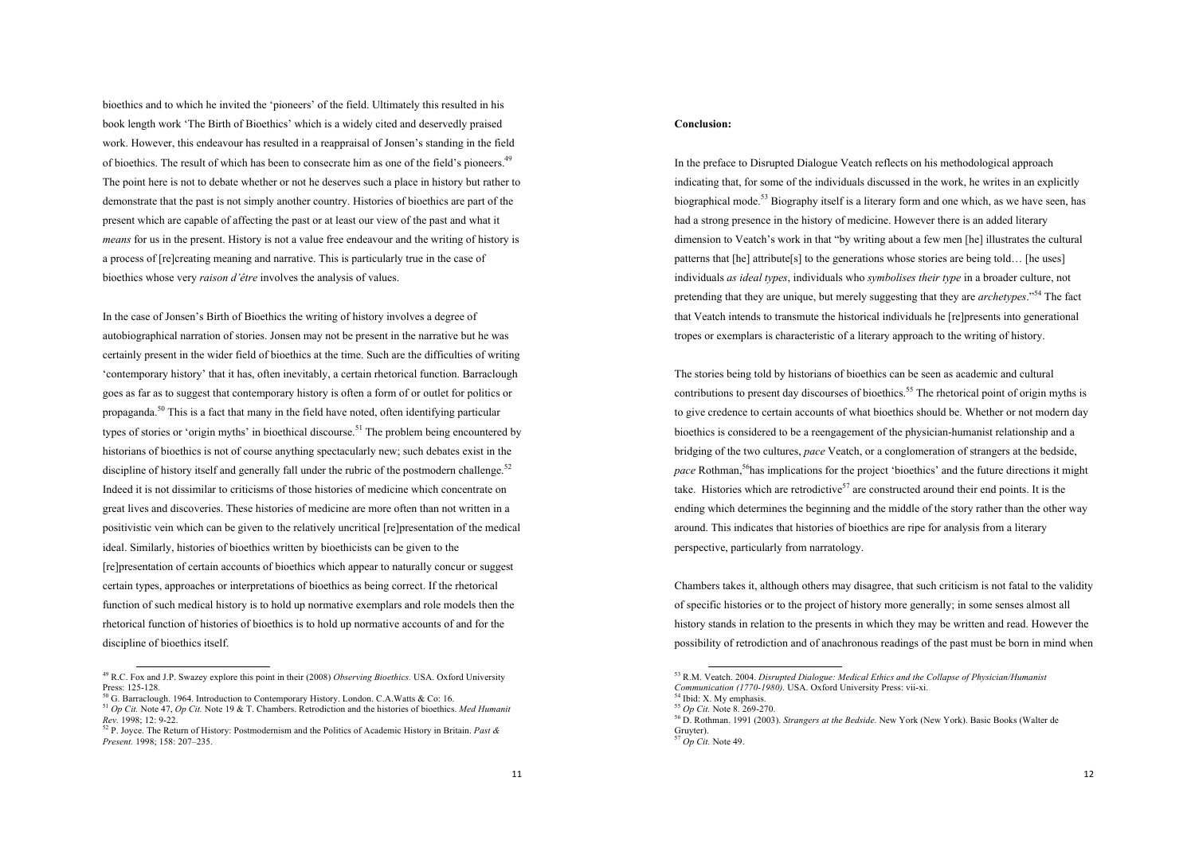bioethics and to which he invited the 'pioneers' of the field. Ultimately this resulted in his book length work 'The Birth of Bioethics' which is a widely cited and deservedly praised work. However, this endeavour has resulted in a reappraisal of Jonsen's standing in the field of bioethics. The result of which has been to consecrate him as one of the field's pioneers.[49] The point here is not to debate whether or not he deserves such a place in history but rather to demonstrate that the past is not simply another country. Histories of bioethics are part of the present which are capable of affecting the past or at least our view of the past and what it *means* for us in the present. History is not a value free endeavour and the writing of history is a process of [re]creating meaning and narrative. This is particularly true in the case of bioethics whose very *raison d'être* involves the analysis of values.

In the case of Jonsen's Birth of Bioethics the writing of history involves a degree of autobiographical narration of stories. Jonsen may not be present in the narrative but he was certainly present in the wider field of bioethics at the time. Such are the difficulties of writing 'contemporary history' that it has, often inevitably, a certain rhetorical function. Barraclough goes as far as to suggest that contemporary history is often a form of or outlet for politics or propaganda.[50] This is a fact that many in the field have noted, often identifying particular types of stories or 'origin myths' in bioethical discourse.[51] The problem being encountered by historians of bioethics is not of course anything spectacularly new; such debates exist in the discipline of history itself and generally fall under the rubric of the postmodern challenge.[52] Indeed it is not dissimilar to criticisms of those histories of medicine which concentrate on great lives and discoveries. These histories of medicine are more often than not written in a positivistic vein which can be given to the relatively uncritical [re]presentation of the medical ideal. Similarly, histories of bioethics written by bioethicists can be given to the [re]presentation of certain accounts of bioethics which appear to naturally concur or suggest certain types, approaches or interpretations of bioethics as being correct. If the rhetorical function of such medical history is to hold up normative exemplars and role models then the rhetorical function of histories of bioethics is to hold up normative accounts of and for the discipline of bioethics itself.

[49] R.C. Fox and J.P. Swazey explore this point in their (2008) *Observing Bioethics*. USA. Oxford University Press: 125-128.

[50] G. Barraclough. 1964. Introduction to Contemporary History. London. C.A.Watts & Co: 16.

[51] *Op Cit.* Note 47, *Op Cit.* Note 19 & T. Chambers. Retrodiction and the histories of bioethics. *Med Humanit Rev.* 1998; 12: 9-22.

[52] P. Joyce. The Return of History: Postmodernism and the Politics of Academic History in Britain. *Past & Present.* 1998; 158: 207–235.

**Conclusion:**

In the preface to Disrupted Dialogue Veatch reflects on his methodological approach indicating that, for some of the individuals discussed in the work, he writes in an explicitly biographical mode.[53] Biography itself is a literary form and one which, as we have seen, has had a strong presence in the history of medicine. However there is an added literary dimension to Veatch's work in that "by writing about a few men [he] illustrates the cultural patterns that [he] attribute[s] to the generations whose stories are being told… [he uses] individuals *as ideal types*, individuals who *symbolises their type* in a broader culture, not pretending that they are unique, but merely suggesting that they are *archetypes*."[54] The fact that Veatch intends to transmute the historical individuals he [re]presents into generational tropes or exemplars is characteristic of a literary approach to the writing of history.

The stories being told by historians of bioethics can be seen as academic and cultural contributions to present day discourses of bioethics.[55] The rhetorical point of origin myths is to give credence to certain accounts of what bioethics should be. Whether or not modern day bioethics is considered to be a reengagement of the physician-humanist relationship and a bridging of the two cultures, *pace* Veatch, or a conglomeration of strangers at the bedside, *pace* Rothman,[56] has implications for the project 'bioethics' and the future directions it might take. Histories which are retrodictive[57] are constructed around their end points. It is the ending which determines the beginning and the middle of the story rather than the other way around. This indicates that histories of bioethics are ripe for analysis from a literary perspective, particularly from narratology.

Chambers takes it, although others may disagree, that such criticism is not fatal to the validity of specific histories or to the project of history more generally; in some senses almost all history stands in relation to the presents in which they may be written and read. However the possibility of retrodiction and of anachronous readings of the past must be born in mind when

[53] R.M. Veatch. 2004. *Disrupted Dialogue: Medical Ethics and the Collapse of Physician/Humanist Communication (1770-1980)*. USA. Oxford University Press: vii-xi.

[54] Ibid: X. My emphasis.

[55] *Op Cit.* Note 8. 269-270.

[56] D. Rothman. 1991 (2003). *Strangers at the Bedside*. New York (New York). Basic Books (Walter de Gruyter).

[57] *Op Cit.* Note 49.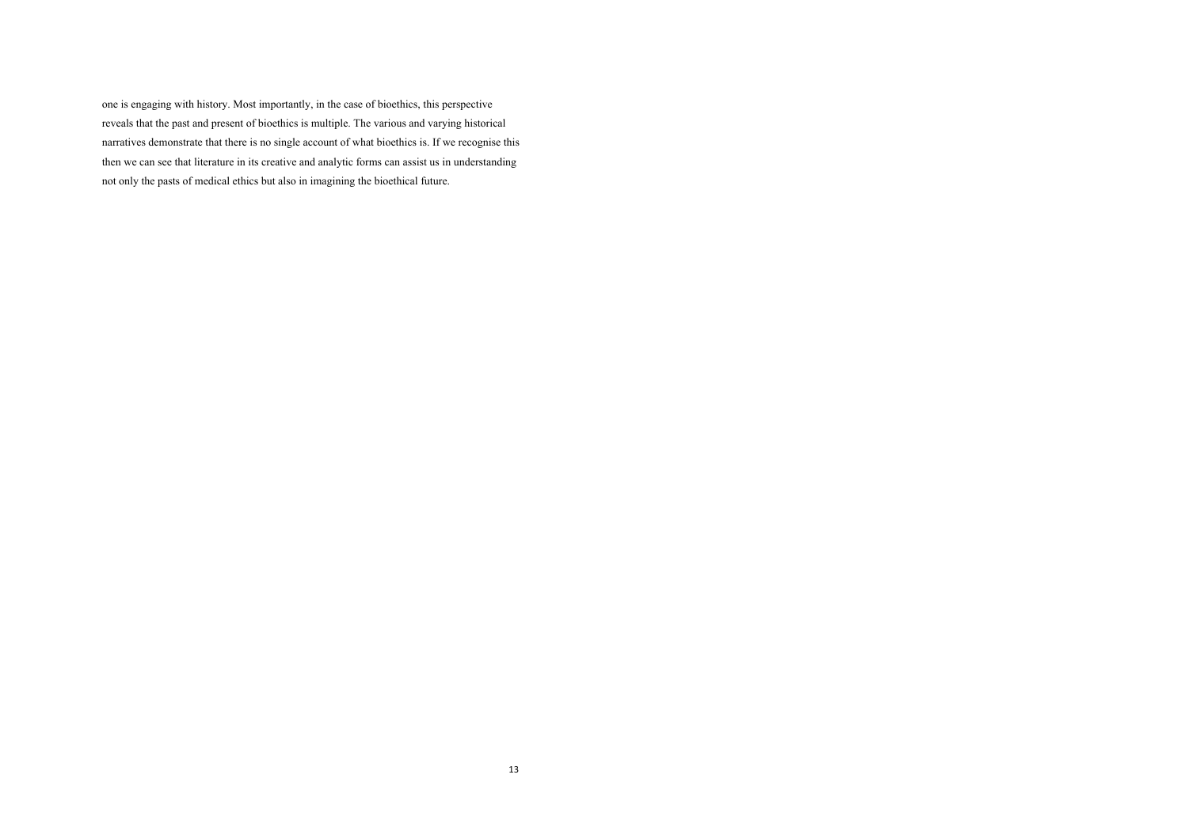one is engaging with history. Most importantly, in the case of bioethics, this perspective reveals that the past and present of bioethics is multiple. The various and varying historical narratives demonstrate that there is no single account of what bioethics is. If we recognise this then we can see that literature in its creative and analytic forms can assist us in understanding not only the pasts of medical ethics but also in imagining the bioethical future.